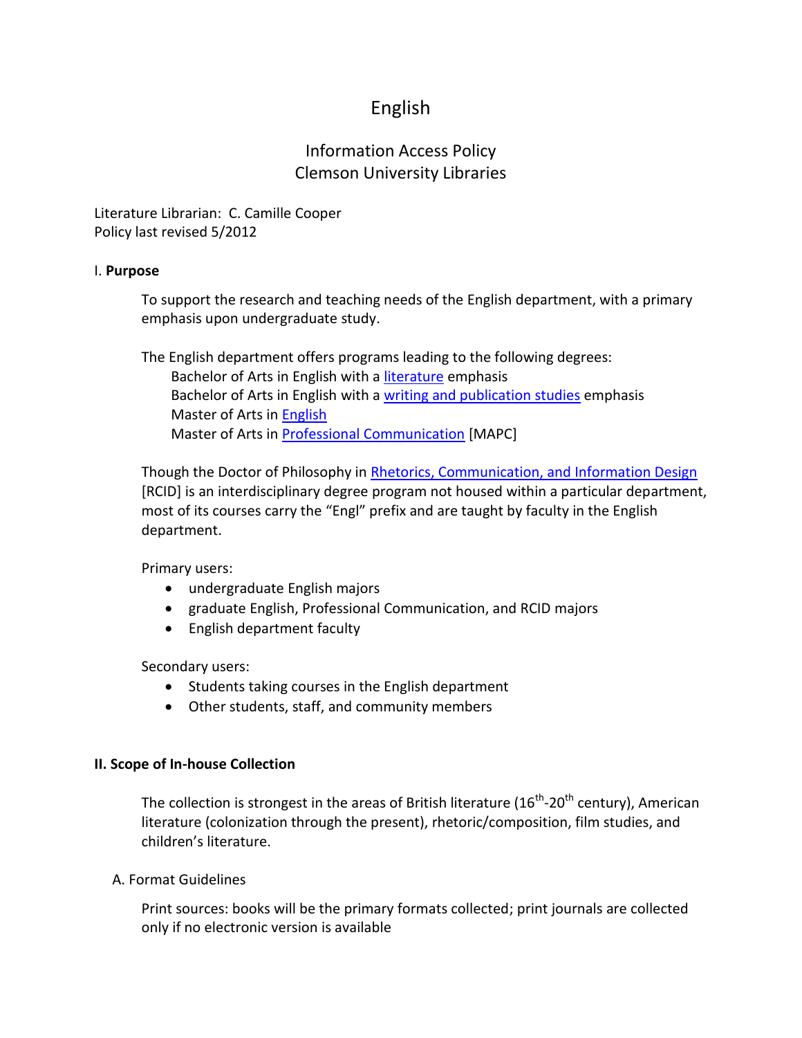# English

## Information Access Policy
## Clemson University Libraries

Literature Librarian: C. Camille Cooper
Policy last revised 5/2012

### I. **Purpose**

To support the research and teaching needs of the English department, with a primary emphasis upon undergraduate study.

The English department offers programs leading to the following degrees:
- Bachelor of Arts in English with a literature emphasis
- Bachelor of Arts in English with a writing and publication studies emphasis
- Master of Arts in English
- Master of Arts in Professional Communication [MAPC]

Though the Doctor of Philosophy in Rhetorics, Communication, and Information Design [RCID] is an interdisciplinary degree program not housed within a particular department, most of its courses carry the "Engl" prefix and are taught by faculty in the English department.

Primary users:
- undergraduate English majors
- graduate English, Professional Communication, and RCID majors
- English department faculty

Secondary users:
- Students taking courses in the English department
- Other students, staff, and community members

### **II. Scope of In-house Collection**

The collection is strongest in the areas of British literature ($16^{th}$-$20^{th}$ century), American literature (colonization through the present), rhetoric/composition, film studies, and children's literature.

A. Format Guidelines

Print sources: books will be the primary formats collected; print journals are collected only if no electronic version is available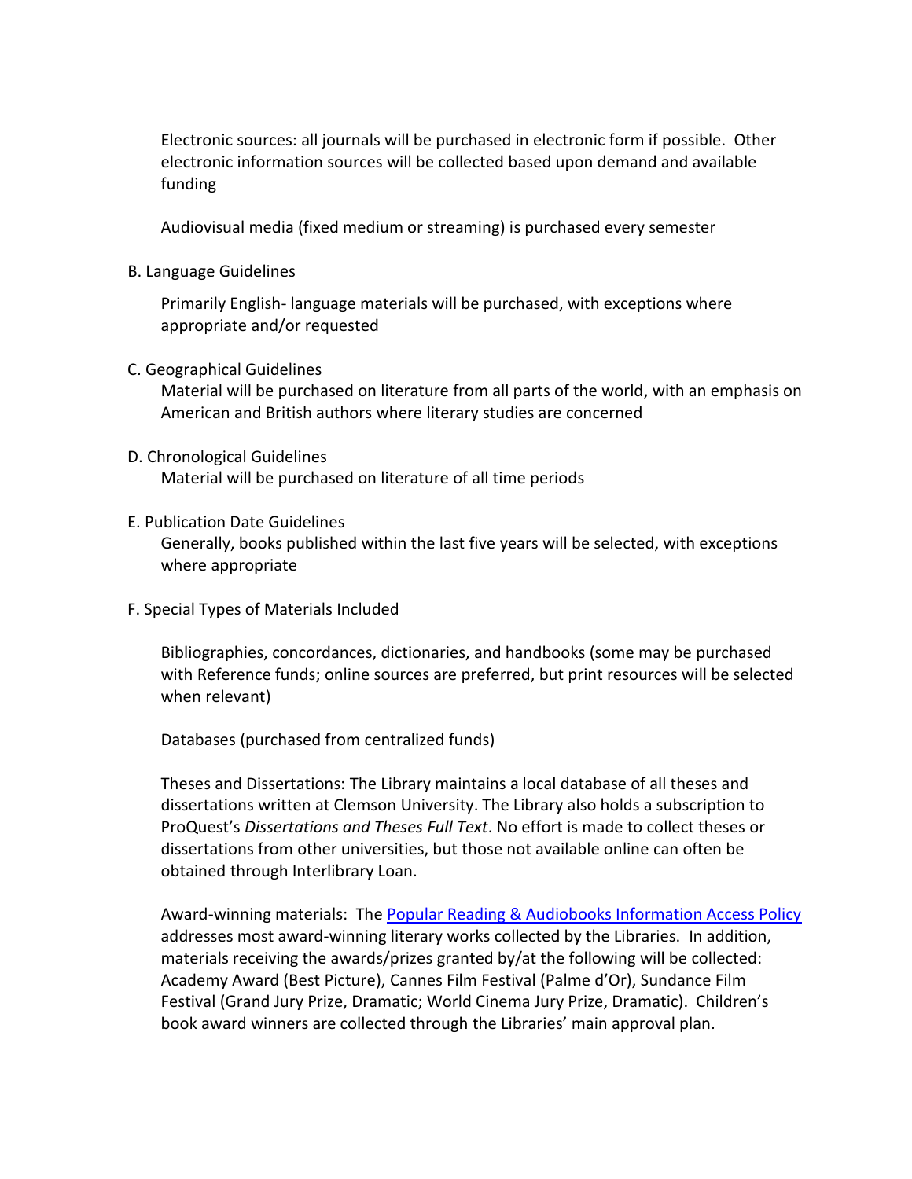Electronic sources: all journals will be purchased in electronic form if possible. Other electronic information sources will be collected based upon demand and available funding

Audiovisual media (fixed medium or streaming) is purchased every semester

B. Language Guidelines

Primarily English- language materials will be purchased, with exceptions where appropriate and/or requested

C. Geographical Guidelines

Material will be purchased on literature from all parts of the world, with an emphasis on American and British authors where literary studies are concerned

D. Chronological Guidelines

Material will be purchased on literature of all time periods

E. Publication Date Guidelines

Generally, books published within the last five years will be selected, with exceptions where appropriate

F. Special Types of Materials Included

Bibliographies, concordances, dictionaries, and handbooks (some may be purchased with Reference funds; online sources are preferred, but print resources will be selected when relevant)

Databases (purchased from centralized funds)

Theses and Dissertations: The Library maintains a local database of all theses and dissertations written at Clemson University. The Library also holds a subscription to ProQuest's *Dissertations and Theses Full Text*. No effort is made to collect theses or dissertations from other universities, but those not available online can often be obtained through Interlibrary Loan.

Award-winning materials: The [Popular Reading & Audiobooks Information Access Policy] addresses most award-winning literary works collected by the Libraries. In addition, materials receiving the awards/prizes granted by/at the following will be collected: Academy Award (Best Picture), Cannes Film Festival (Palme d'Or), Sundance Film Festival (Grand Jury Prize, Dramatic; World Cinema Jury Prize, Dramatic). Children's book award winners are collected through the Libraries' main approval plan.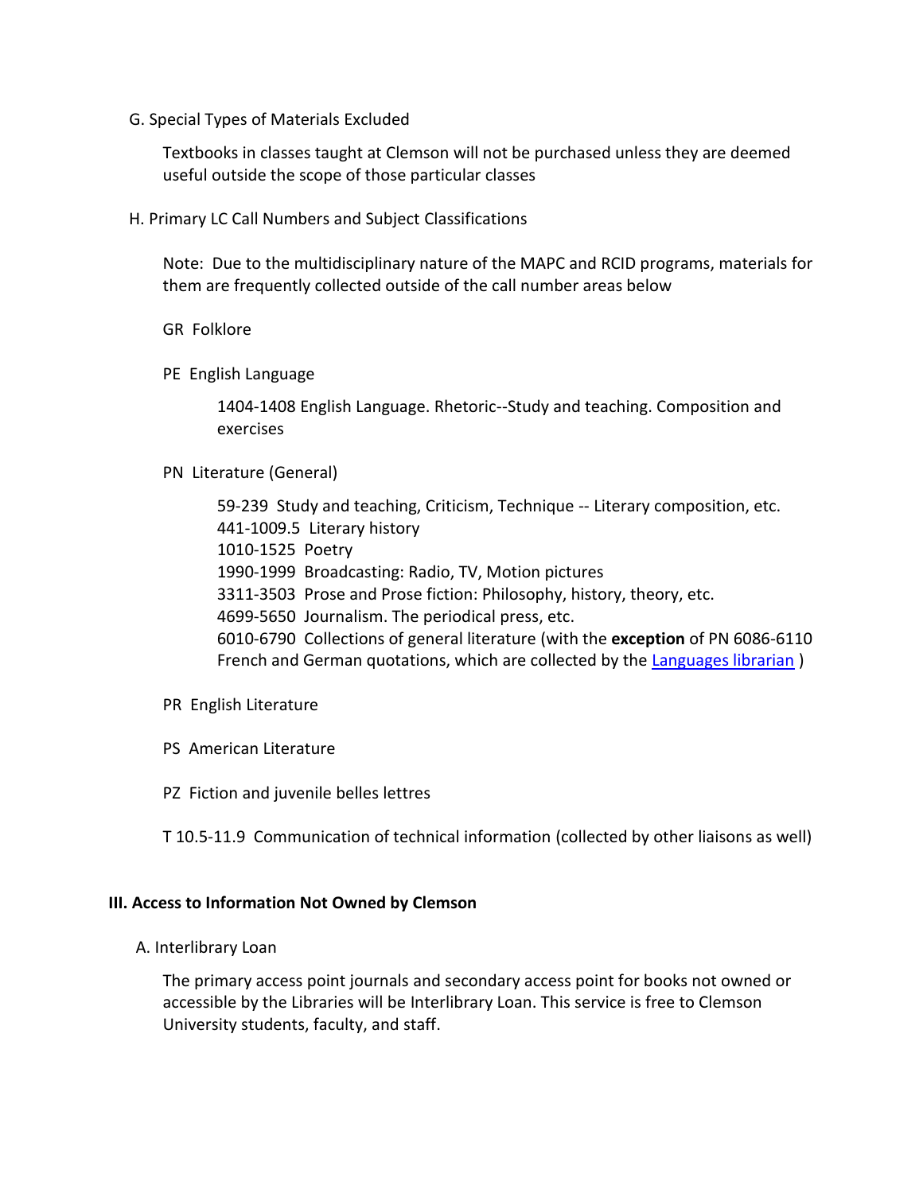G. Special Types of Materials Excluded

Textbooks in classes taught at Clemson will not be purchased unless they are deemed useful outside the scope of those particular classes

H. Primary LC Call Numbers and Subject Classifications

Note: Due to the multidisciplinary nature of the MAPC and RCID programs, materials for them are frequently collected outside of the call number areas below

GR Folklore

PE English Language

> 1404-1408 English Language. Rhetoric--Study and teaching. Composition and exercises

PN Literature (General)

> 59-239 Study and teaching, Criticism, Technique -- Literary composition, etc.
> 441-1009.5 Literary history
> 1010-1525 Poetry
> 1990-1999 Broadcasting: Radio, TV, Motion pictures
> 3311-3503 Prose and Prose fiction: Philosophy, history, theory, etc.
> 4699-5650 Journalism. The periodical press, etc.
> 6010-6790 Collections of general literature (with the **exception** of PN 6086-6110 French and German quotations, which are collected by the Languages librarian )

PR English Literature

PS American Literature

PZ Fiction and juvenile belles lettres

T 10.5-11.9 Communication of technical information (collected by other liaisons as well)

## III. Access to Information Not Owned by Clemson

A. Interlibrary Loan

The primary access point journals and secondary access point for books not owned or accessible by the Libraries will be Interlibrary Loan. This service is free to Clemson University students, faculty, and staff.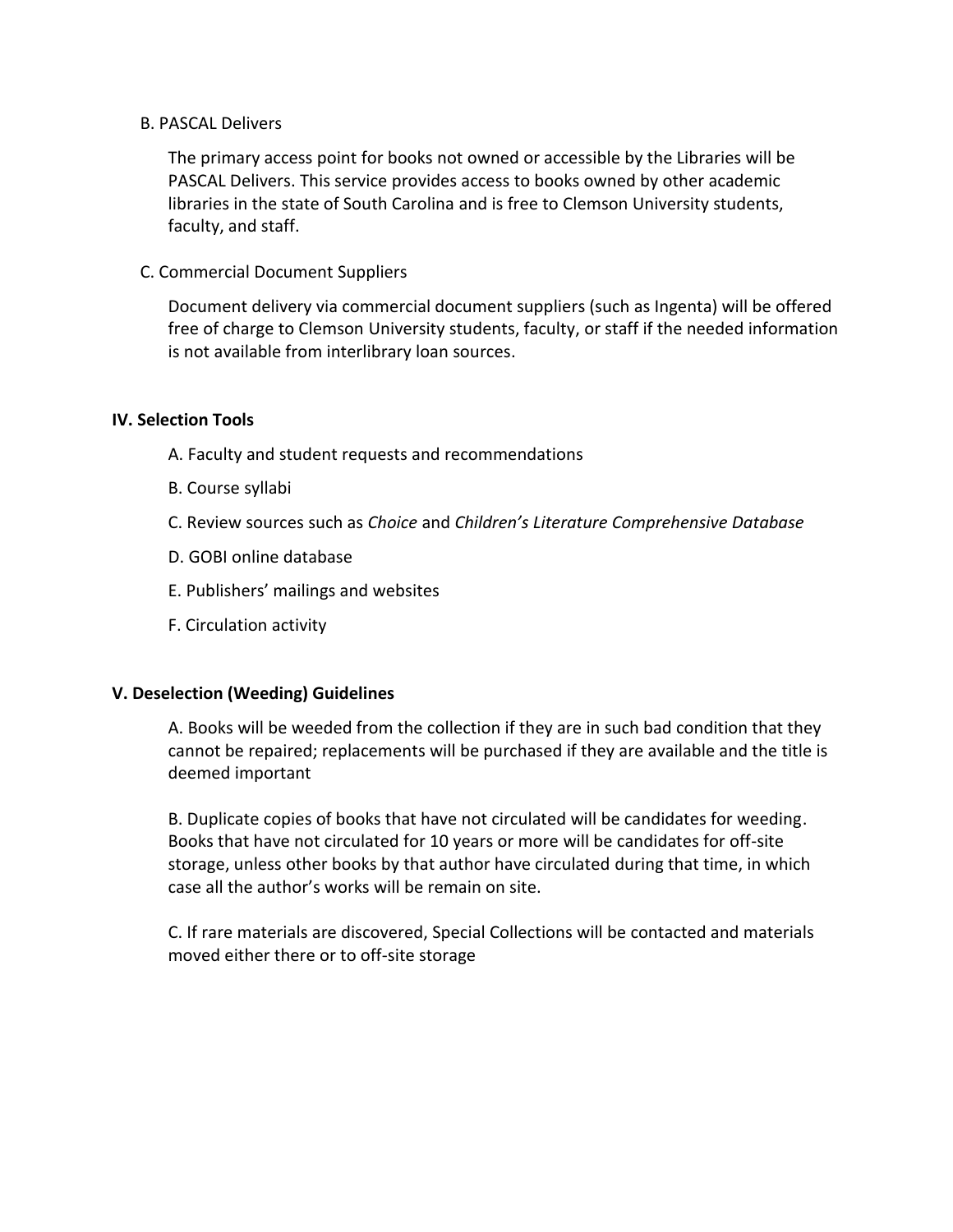B. PASCAL Delivers

The primary access point for books not owned or accessible by the Libraries will be PASCAL Delivers. This service provides access to books owned by other academic libraries in the state of South Carolina and is free to Clemson University students, faculty, and staff.

C. Commercial Document Suppliers

Document delivery via commercial document suppliers (such as Ingenta) will be offered free of charge to Clemson University students, faculty, or staff if the needed information is not available from interlibrary loan sources.

## IV. Selection Tools

A. Faculty and student requests and recommendations

B. Course syllabi

C. Review sources such as *Choice* and *Children's Literature Comprehensive Database*

D. GOBI online database

E. Publishers' mailings and websites

F. Circulation activity

## V. Deselection (Weeding) Guidelines

A. Books will be weeded from the collection if they are in such bad condition that they cannot be repaired; replacements will be purchased if they are available and the title is deemed important

B. Duplicate copies of books that have not circulated will be candidates for weeding. Books that have not circulated for 10 years or more will be candidates for off-site storage, unless other books by that author have circulated during that time, in which case all the author's works will be remain on site.

C. If rare materials are discovered, Special Collections will be contacted and materials moved either there or to off-site storage